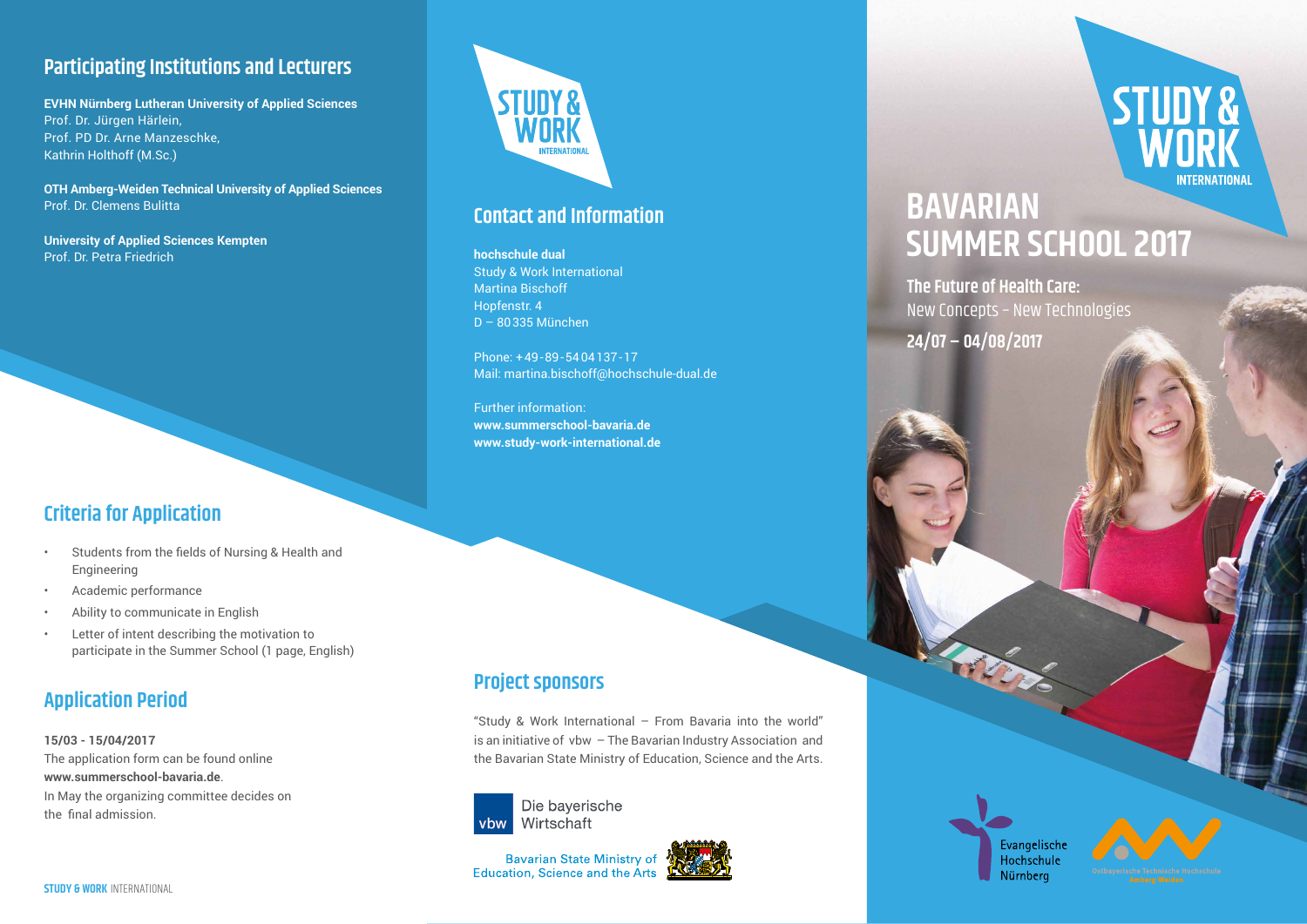## Participating Institutions and Lecturers

**EVHN Nürnberg Lutheran University of Applied Sciences**
Prof. Dr. Jürgen Härlein,
Prof. PD Dr. Arne Manzeschke,
Kathrin Holthoff (M.Sc.)

**OTH Amberg-Weiden Technical University of Applied Sciences**
Prof. Dr. Clemens Bulitta

**University of Applied Sciences Kempten**
Prof. Dr. Petra Friedrich

## Criteria for Application

- Students from the fields of Nursing & Health and Engineering
- Academic performance
- Ability to communicate in English
- Letter of intent describing the motivation to participate in the Summer School (1 page, English)

## Application Period

**15/03 - 15/04/2017**
The application form can be found online **www.summerschool-bavaria.de**.
In May the organizing committee decides on the final admission.

**STUDY & WORK** INTERNATIONAL

STUDY & WORK INTERNATIONAL

## Contact and Information

**hochschule dual**
Study & Work International
Martina Bischoff
Hopfenstr. 4
D – 80335 München

Phone: +49-89-5404137-17
Mail: martina.bischoff@hochschule-dual.de

Further information:
**www.summerschool-bavaria.de**
**www.study-work-international.de**

## Project sponsors

"Study & Work International – From Bavaria into the world" is an initiative of vbw – The Bavarian Industry Association and the Bavarian State Ministry of Education, Science and the Arts.

vbw Die bayerische Wirtschaft

Bavarian State Ministry of Education, Science and the Arts

STUDY & WORK INTERNATIONAL

# BAVARIAN SUMMER SCHOOL 2017

**The Future of Health Care:**
New Concepts – New Technologies

**24/07 – 04/08/2017**

Evangelische Hochschule Nürnberg

Ostbayerische Technische Hochschule Amberg-Weiden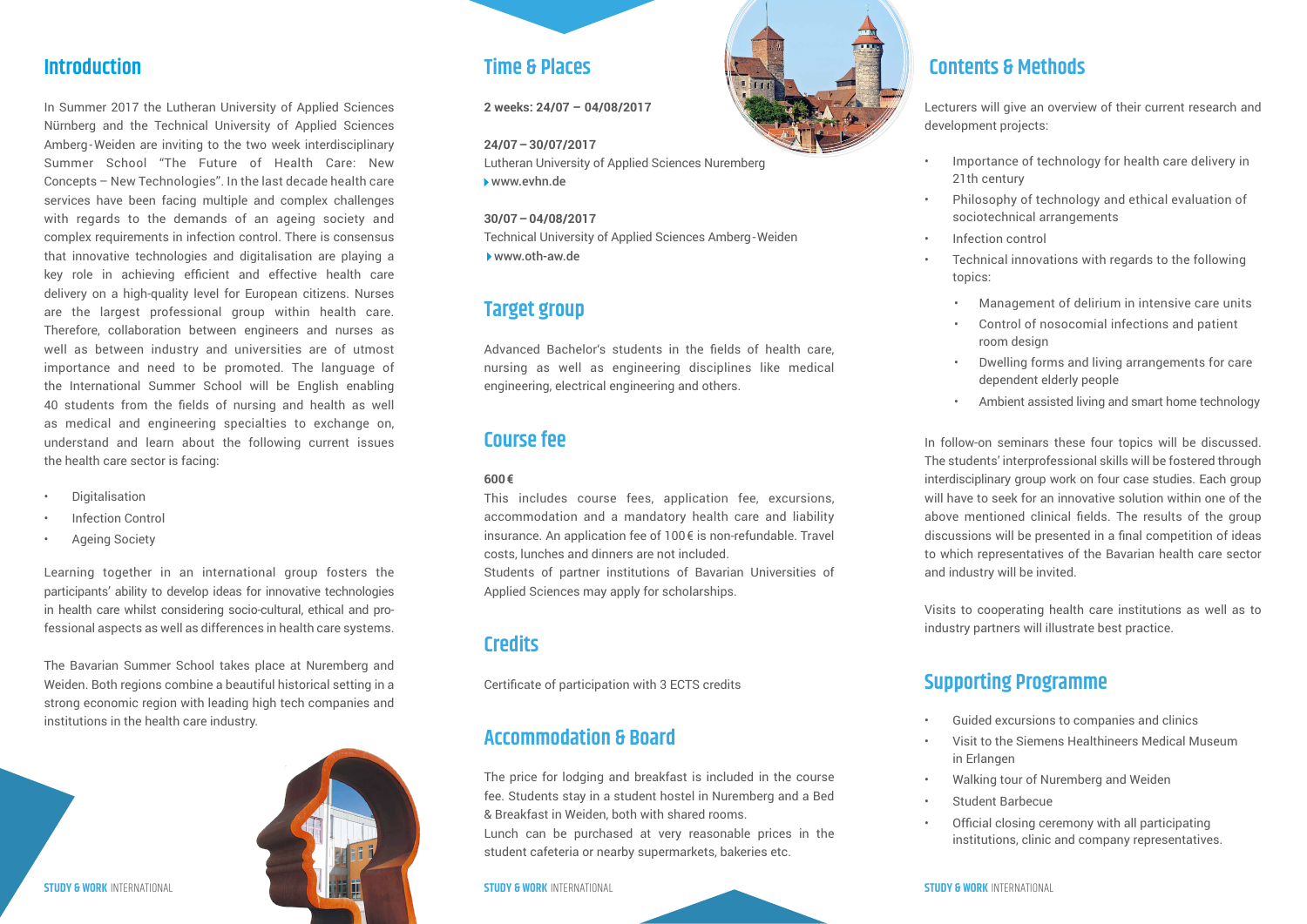## Introduction

In Summer 2017 the Lutheran University of Applied Sciences Nürnberg and the Technical University of Applied Sciences Amberg-Weiden are inviting to the two week interdisciplinary Summer School "The Future of Health Care: New Concepts – New Technologies". In the last decade health care services have been facing multiple and complex challenges with regards to the demands of an ageing society and complex requirements in infection control. There is consensus that innovative technologies and digitalisation are playing a key role in achieving efficient and effective health care delivery on a high-quality level for European citizens. Nurses are the largest professional group within health care. Therefore, collaboration between engineers and nurses as well as between industry and universities are of utmost importance and need to be promoted. The language of the International Summer School will be English enabling 40 students from the fields of nursing and health as well as medical and engineering specialties to exchange on, understand and learn about the following current issues the health care sector is facing:

- Digitalisation
- Infection Control
- Ageing Society

Learning together in an international group fosters the participants' ability to develop ideas for innovative technologies in health care whilst considering socio-cultural, ethical and professional aspects as well as differences in health care systems.

The Bavarian Summer School takes place at Nuremberg and Weiden. Both regions combine a beautiful historical setting in a strong economic region with leading high tech companies and institutions in the health care industry.

## Time & Places

**2 weeks: 24/07 – 04/08/2017**

**24/07 – 30/07/2017**
Lutheran University of Applied Sciences Nuremberg
www.evhn.de

**30/07 – 04/08/2017**
Technical University of Applied Sciences Amberg-Weiden
www.oth-aw.de

## Target group

Advanced Bachelor's students in the fields of health care, nursing as well as engineering disciplines like medical engineering, electrical engineering and others.

## Course fee

**600 €**

This includes course fees, application fee, excursions, accommodation and a mandatory health care and liability insurance. An application fee of 100 € is non-refundable. Travel costs, lunches and dinners are not included.
Students of partner institutions of Bavarian Universities of Applied Sciences may apply for scholarships.

## Credits

Certificate of participation with 3 ECTS credits

## Accommodation & Board

The price for lodging and breakfast is included in the course fee. Students stay in a student hostel in Nuremberg and a Bed & Breakfast in Weiden, both with shared rooms.
Lunch can be purchased at very reasonable prices in the student cafeteria or nearby supermarkets, bakeries etc.

## Contents & Methods

Lecturers will give an overview of their current research and development projects:

- Importance of technology for health care delivery in 21th century
- Philosophy of technology and ethical evaluation of sociotechnical arrangements
- Infection control
- Technical innovations with regards to the following topics:
  - Management of delirium in intensive care units
  - Control of nosocomial infections and patient room design
  - Dwelling forms and living arrangements for care dependent elderly people
  - Ambient assisted living and smart home technology

In follow-on seminars these four topics will be discussed. The students' interprofessional skills will be fostered through interdisciplinary group work on four case studies. Each group will have to seek for an innovative solution within one of the above mentioned clinical fields. The results of the group discussions will be presented in a final competition of ideas to which representatives of the Bavarian health care sector and industry will be invited.

Visits to cooperating health care institutions as well as to industry partners will illustrate best practice.

## Supporting Programme

- Guided excursions to companies and clinics
- Visit to the Siemens Healthineers Medical Museum in Erlangen
- Walking tour of Nuremberg and Weiden
- Student Barbecue
- Official closing ceremony with all participating institutions, clinic and company representatives.